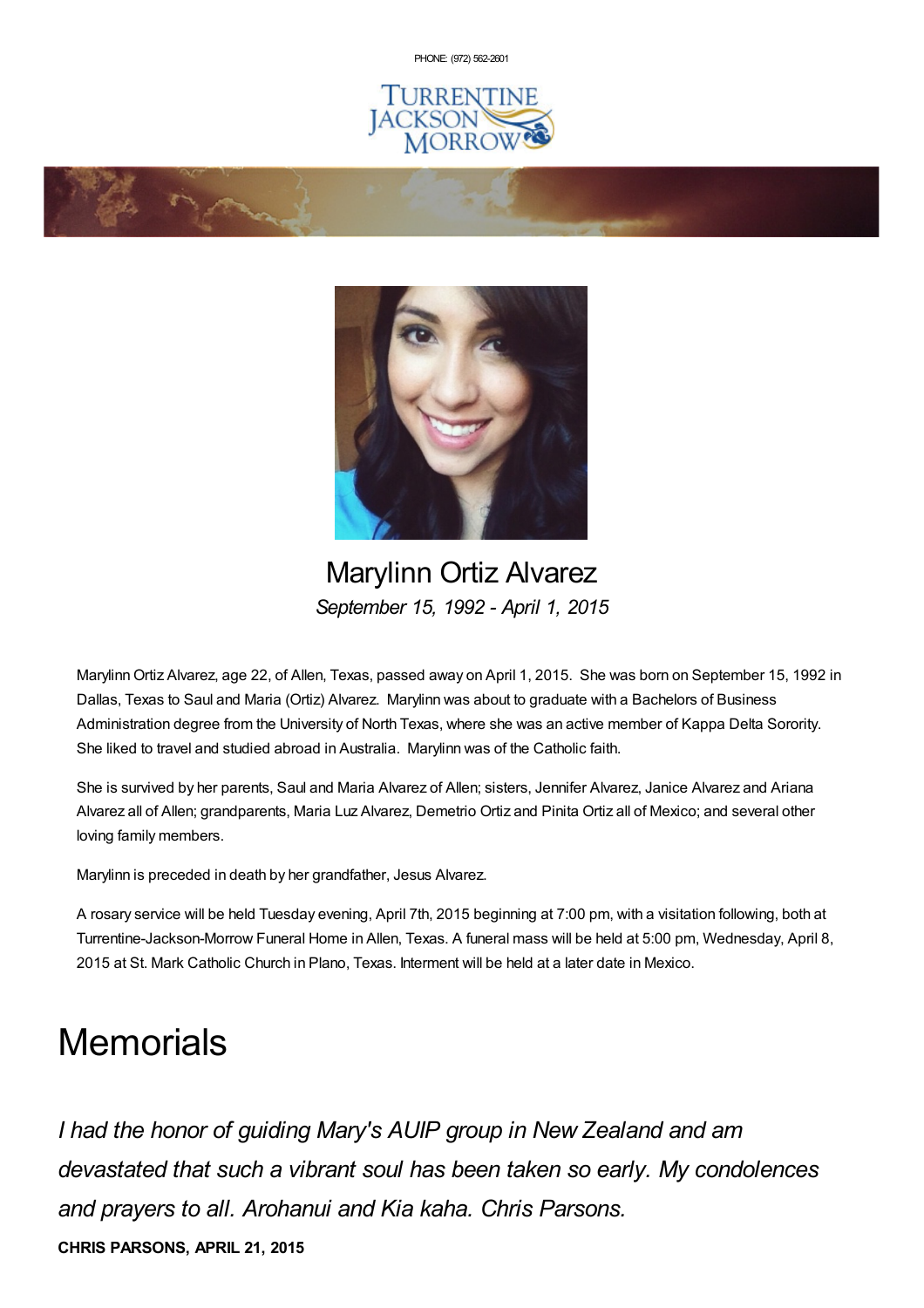PHONE: (972) 562-2601

# Marylinn Ortiz Alvarez

*September 15, 1992 - April 1, 2015*

Marylinn Ortiz Alvarez, age 22, of Allen, Texas, passed away on April 1, 2015. She was born on September 15, 1992 in Dallas, Texas to Saul and Maria (Ortiz) Alvarez. Marylinn was about to graduate with a Bachelors of Business Administration degree from the University of North Texas, where she was an active member of Kappa Delta Sorority. She liked to travel and studied abroad in Australia. Marylinn was of the Catholic faith.

She is survived by her parents, Saul and Maria Alvarez of Allen; sisters, Jennifer Alvarez, Janice Alvarez and Ariana Alvarez all of Allen; grandparents, Maria Luz Alvarez, Demetrio Ortiz and Pinita Ortiz all of Mexico; and several other loving family members.

Marylinn is preceded in death by her grandfather, Jesus Alvarez.

A rosary service will be held Tuesday evening, April 7th, 2015 beginning at 7:00 pm, with a visitation following, both at Turrentine-Jackson-Morrow Funeral Home in Allen, Texas. A funeral mass will be held at 5:00 pm, Wednesday, April 8, 2015 at St. Mark Catholic Church in Plano, Texas. Interment will be held at a later date in Mexico.

# Memorials

*I had the honor of guiding Mary's AUIP group in New Zealand and am devastated that such a vibrant soul has been taken so early. My condolences and prayers to all. Arohanui and Kia kaha. Chris Parsons.*

**CHRIS PARSONS, APRIL 21, 2015**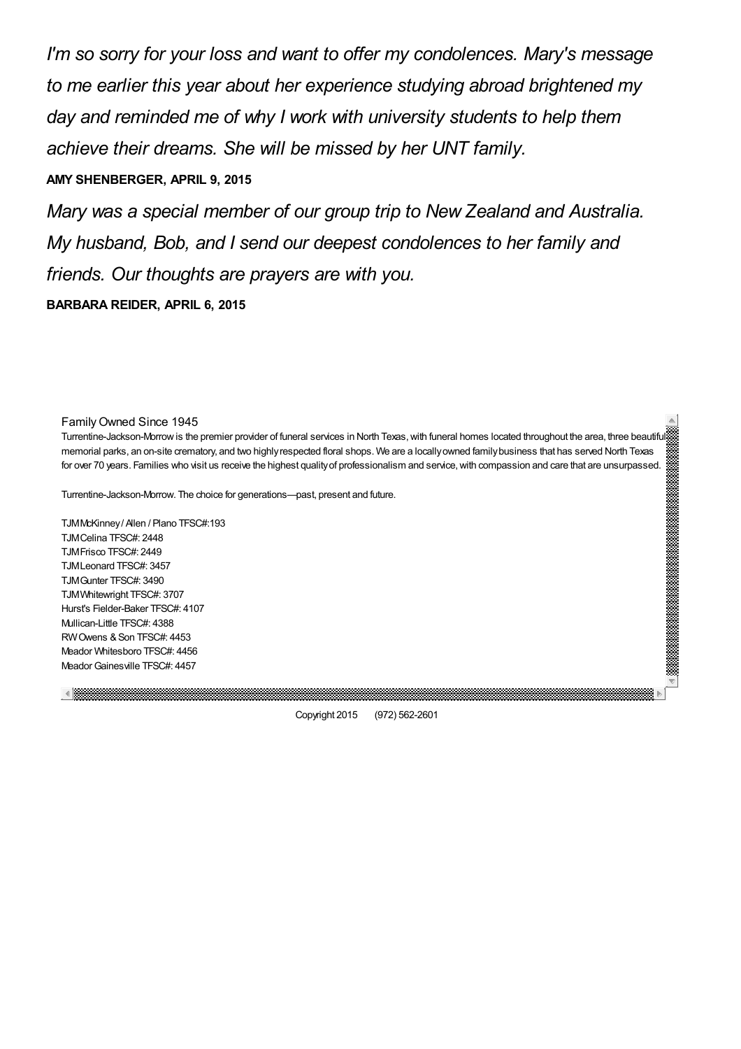*I'm so sorry for your loss and want to offer my condolences. Mary's message to me earlier this year about her experience studying abroad brightened my day and reminded me of why I work with university students to help them achieve their dreams. She will be missed by her UNT family.*

**AMY SHENBERGER, APRIL 9, 2015**

*Mary was a special member of our group trip to New Zealand and Australia. My husband, Bob, and I send our deepest condolences to her family and friends. Our thoughts are prayers are with you.*

**BARBARA REIDER, APRIL 6, 2015**

Family Owned Since 1945

Turrentine-Jackson-Morrow is the premier provider of funeral services in North Texas, with funeral homes located throughout the area, three beautiful memorial parks, an on-site crematory, and two highly respected floral shops. We are a locally owned family business that has served North Texas for over 70 years. Families who visit us receive the highest quality of professionalism and service, with compassion and care that are unsurpassed.

Turrentine-Jackson-Morrow. The choice for generations—past, present and future.

TJM McKinney / Allen / Plano TFSC#:193
TJM Celina TFSC#: 2448
TJM Frisco TFSC#: 2449
TJM Leonard TFSC#: 3457
TJM Gunter TFSC#: 3490
TJM Whitewright TFSC#: 3707
Hurst's Fielder-Baker TFSC#: 4107
Mullican-Little TFSC#: 4388
RW Owens & Son TFSC#: 4453
Meador Whitesboro TFSC#: 4456
Meador Gainesville TFSC#: 4457

Copyright 2015 (972) 562-2601